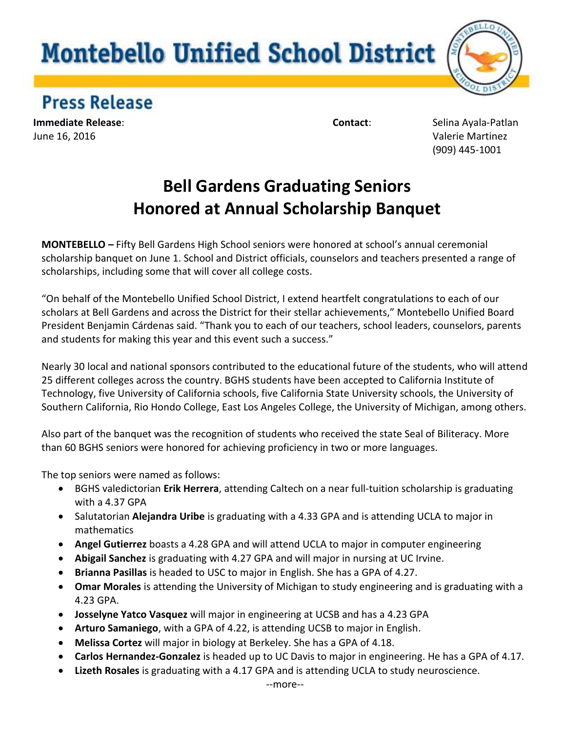# Montebello Unified School District

## Press Release

**Immediate Release**:
June 16, 2016

**Contact**: Selina Ayala-Patlan
Valerie Martinez
(909) 445-1001

# Bell Gardens Graduating Seniors Honored at Annual Scholarship Banquet

**MONTEBELLO –** Fifty Bell Gardens High School seniors were honored at school's annual ceremonial scholarship banquet on June 1. School and District officials, counselors and teachers presented a range of scholarships, including some that will cover all college costs.

"On behalf of the Montebello Unified School District, I extend heartfelt congratulations to each of our scholars at Bell Gardens and across the District for their stellar achievements," Montebello Unified Board President Benjamin Cárdenas said. "Thank you to each of our teachers, school leaders, counselors, parents and students for making this year and this event such a success."

Nearly 30 local and national sponsors contributed to the educational future of the students, who will attend 25 different colleges across the country. BGHS students have been accepted to California Institute of Technology, five University of California schools, five California State University schools, the University of Southern California, Rio Hondo College, East Los Angeles College, the University of Michigan, among others.

Also part of the banquet was the recognition of students who received the state Seal of Biliteracy. More than 60 BGHS seniors were honored for achieving proficiency in two or more languages.

The top seniors were named as follows:

- BGHS valedictorian **Erik Herrera**, attending Caltech on a near full-tuition scholarship is graduating with a 4.37 GPA
- Salutatorian **Alejandra Uribe** is graduating with a 4.33 GPA and is attending UCLA to major in mathematics
- **Angel Gutierrez** boasts a 4.28 GPA and will attend UCLA to major in computer engineering
- **Abigail Sanchez** is graduating with 4.27 GPA and will major in nursing at UC Irvine.
- **Brianna Pasillas** is headed to USC to major in English. She has a GPA of 4.27.
- **Omar Morales** is attending the University of Michigan to study engineering and is graduating with a 4.23 GPA.
- **Josselyne Yatco Vasquez** will major in engineering at UCSB and has a 4.23 GPA
- **Arturo Samaniego**, with a GPA of 4.22, is attending UCSB to major in English.
- **Melissa Cortez** will major in biology at Berkeley. She has a GPA of 4.18.
- **Carlos Hernandez-Gonzalez** is headed up to UC Davis to major in engineering. He has a GPA of 4.17.
- **Lizeth Rosales** is graduating with a 4.17 GPA and is attending UCLA to study neuroscience.

--more--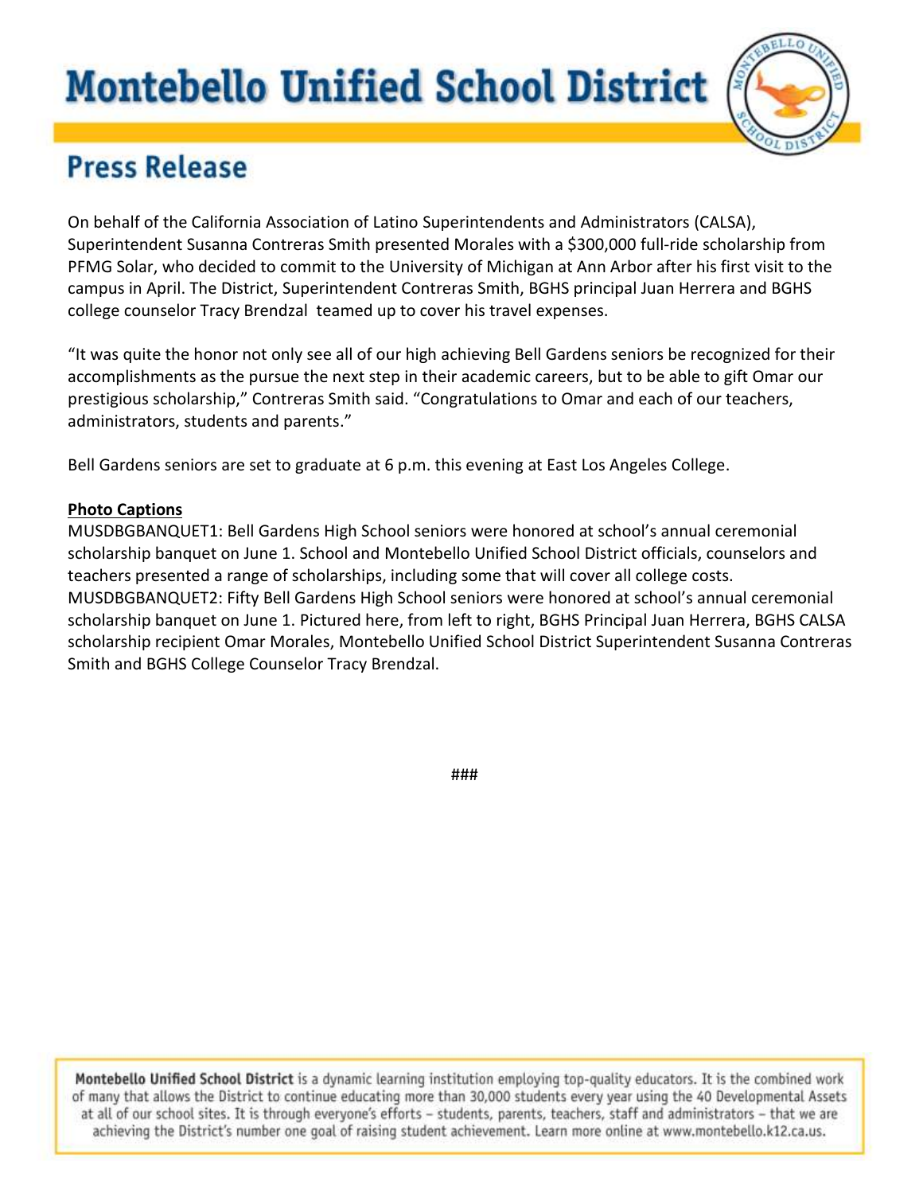# Montebello Unified School District

## Press Release

On behalf of the California Association of Latino Superintendents and Administrators (CALSA), Superintendent Susanna Contreras Smith presented Morales with a $300,000 full-ride scholarship from PFMG Solar, who decided to commit to the University of Michigan at Ann Arbor after his first visit to the campus in April. The District, Superintendent Contreras Smith, BGHS principal Juan Herrera and BGHS college counselor Tracy Brendzal teamed up to cover his travel expenses.

"It was quite the honor not only see all of our high achieving Bell Gardens seniors be recognized for their accomplishments as the pursue the next step in their academic careers, but to be able to gift Omar our prestigious scholarship," Contreras Smith said. "Congratulations to Omar and each of our teachers, administrators, students and parents."

Bell Gardens seniors are set to graduate at 6 p.m. this evening at East Los Angeles College.

**Photo Captions**

MUSDBGBANQUET1: Bell Gardens High School seniors were honored at school's annual ceremonial scholarship banquet on June 1. School and Montebello Unified School District officials, counselors and teachers presented a range of scholarships, including some that will cover all college costs.

MUSDBGBANQUET2: Fifty Bell Gardens High School seniors were honored at school's annual ceremonial scholarship banquet on June 1. Pictured here, from left to right, BGHS Principal Juan Herrera, BGHS CALSA scholarship recipient Omar Morales, Montebello Unified School District Superintendent Susanna Contreras Smith and BGHS College Counselor Tracy Brendzal.

###

**Montebello Unified School District** is a dynamic learning institution employing top-quality educators. It is the combined work of many that allows the District to continue educating more than 30,000 students every year using the 40 Developmental Assets at all of our school sites. It is through everyone's efforts – students, parents, teachers, staff and administrators – that we are achieving the District's number one goal of raising student achievement. Learn more online at www.montebello.k12.ca.us.